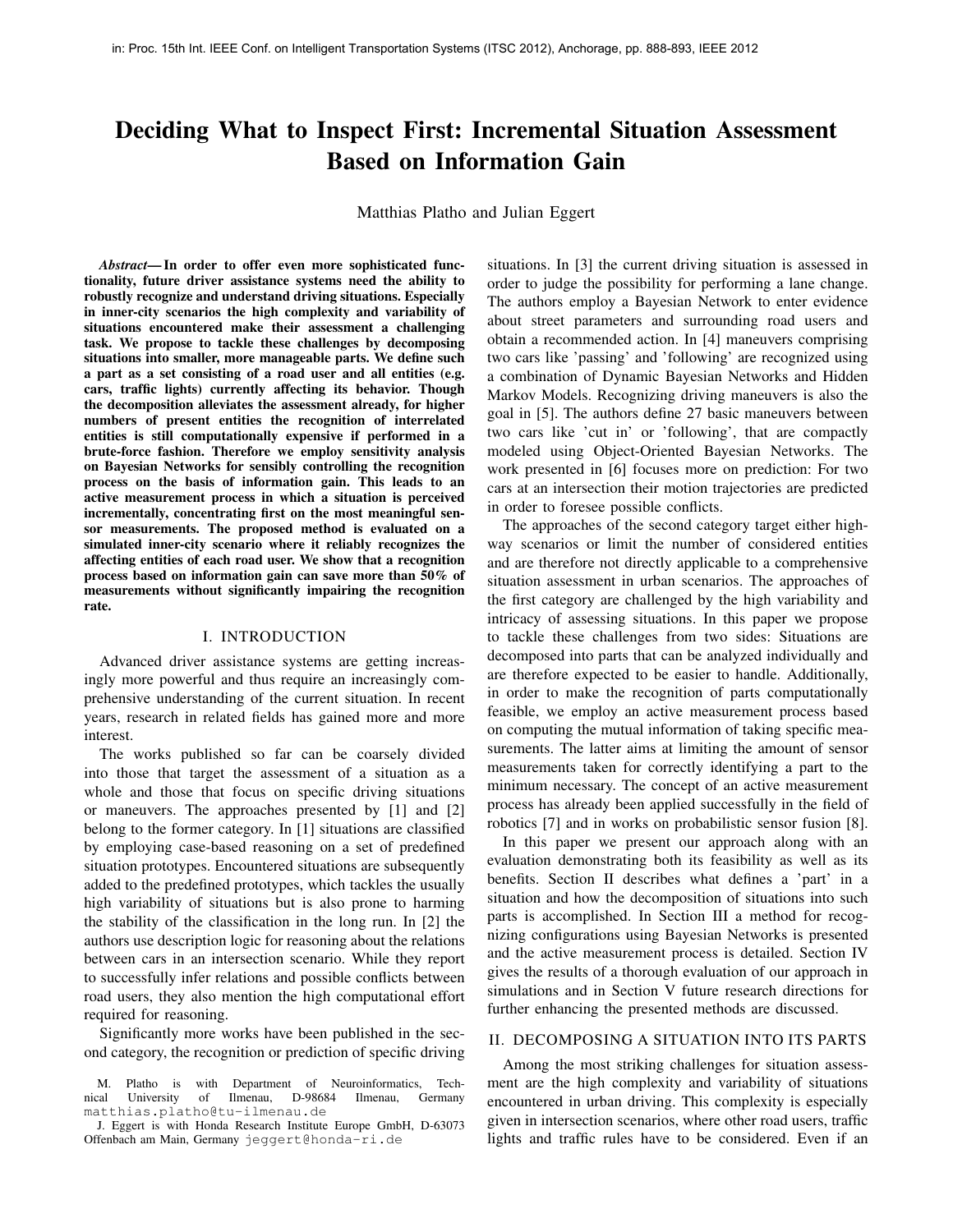# Deciding What to Inspect First: Incremental Situation Assessment Based on Information Gain

Matthias Platho and Julian Eggert

***Abstract*— In order to offer even more sophisticated functionality, future driver assistance systems need the ability to robustly recognize and understand driving situations. Especially in inner-city scenarios the high complexity and variability of situations encountered make their assessment a challenging task. We propose to tackle these challenges by decomposing situations into smaller, more manageable parts. We define such a part as a set consisting of a road user and all entities (e.g. cars, traffic lights) currently affecting its behavior. Though the decomposition alleviates the assessment already, for higher numbers of present entities the recognition of interrelated entities is still computationally expensive if performed in a brute-force fashion. Therefore we employ sensitivity analysis on Bayesian Networks for sensibly controlling the recognition process on the basis of information gain. This leads to an active measurement process in which a situation is perceived incrementally, concentrating first on the most meaningful sensor measurements. The proposed method is evaluated on a simulated inner-city scenario where it reliably recognizes the affecting entities of each road user. We show that a recognition process based on information gain can save more than 50% of measurements without significantly impairing the recognition rate.**

## I. INTRODUCTION

Advanced driver assistance systems are getting increasingly more powerful and thus require an increasingly comprehensive understanding of the current situation. In recent years, research in related fields has gained more and more interest.

The works published so far can be coarsely divided into those that target the assessment of a situation as a whole and those that focus on specific driving situations or maneuvers. The approaches presented by [1] and [2] belong to the former category. In [1] situations are classified by employing case-based reasoning on a set of predefined situation prototypes. Encountered situations are subsequently added to the predefined prototypes, which tackles the usually high variability of situations but is also prone to harming the stability of the classification in the long run. In [2] the authors use description logic for reasoning about the relations between cars in an intersection scenario. While they report to successfully infer relations and possible conflicts between road users, they also mention the high computational effort required for reasoning.

Significantly more works have been published in the second category, the recognition or prediction of specific driving situations. In [3] the current driving situation is assessed in order to judge the possibility for performing a lane change. The authors employ a Bayesian Network to enter evidence about street parameters and surrounding road users and obtain a recommended action. In [4] maneuvers comprising two cars like 'passing' and 'following' are recognized using a combination of Dynamic Bayesian Networks and Hidden Markov Models. Recognizing driving maneuvers is also the goal in [5]. The authors define 27 basic maneuvers between two cars like 'cut in' or 'following', that are compactly modeled using Object-Oriented Bayesian Networks. The work presented in [6] focuses more on prediction: For two cars at an intersection their motion trajectories are predicted in order to foresee possible conflicts.

The approaches of the second category target either highway scenarios or limit the number of considered entities and are therefore not directly applicable to a comprehensive situation assessment in urban scenarios. The approaches of the first category are challenged by the high variability and intricacy of assessing situations. In this paper we propose to tackle these challenges from two sides: Situations are decomposed into parts that can be analyzed individually and are therefore expected to be easier to handle. Additionally, in order to make the recognition of parts computationally feasible, we employ an active measurement process based on computing the mutual information of taking specific measurements. The latter aims at limiting the amount of sensor measurements taken for correctly identifying a part to the minimum necessary. The concept of an active measurement process has already been applied successfully in the field of robotics [7] and in works on probabilistic sensor fusion [8].

In this paper we present our approach along with an evaluation demonstrating both its feasibility as well as its benefits. Section II describes what defines a 'part' in a situation and how the decomposition of situations into such parts is accomplished. In Section III a method for recognizing configurations using Bayesian Networks is presented and the active measurement process is detailed. Section IV gives the results of a thorough evaluation of our approach in simulations and in Section V future research directions for further enhancing the presented methods are discussed.

## II. DECOMPOSING A SITUATION INTO ITS PARTS

Among the most striking challenges for situation assessment are the high complexity and variability of situations encountered in urban driving. This complexity is especially given in intersection scenarios, where other road users, traffic lights and traffic rules have to be considered. Even if an

M. Platho is with Department of Neuroinformatics, Technical University of Ilmenau, D-98684 Ilmenau, Germany matthias.platho@tu-ilmenau.de

J. Eggert is with Honda Research Institute Europe GmbH, D-63073 Offenbach am Main, Germany jeggert@honda-ri.de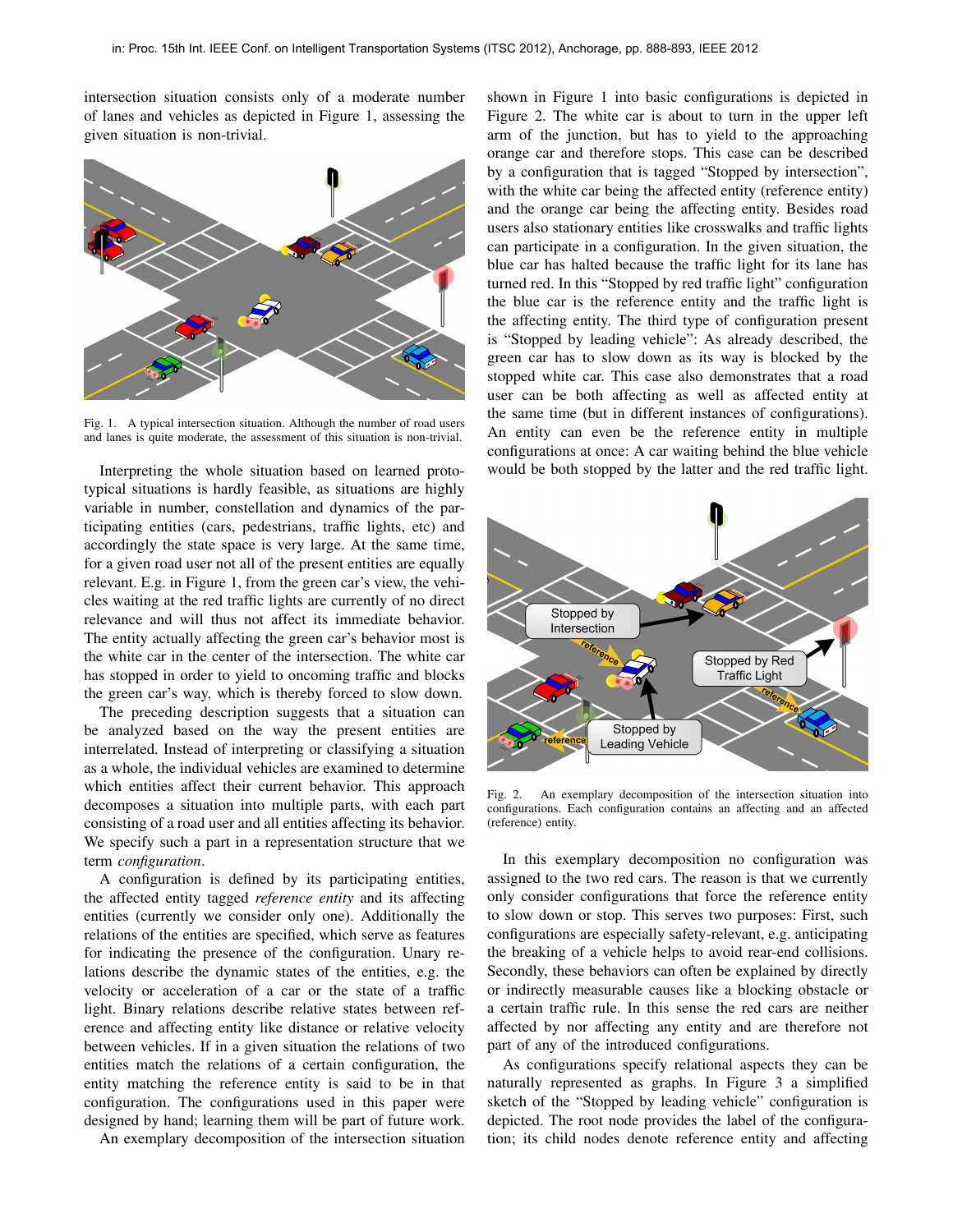intersection situation consists only of a moderate number of lanes and vehicles as depicted in Figure 1, assessing the given situation is non-trivial.

Fig. 1. A typical intersection situation. Although the number of road users and lanes is quite moderate, the assessment of this situation is non-trivial.

Interpreting the whole situation based on learned prototypical situations is hardly feasible, as situations are highly variable in number, constellation and dynamics of the participating entities (cars, pedestrians, traffic lights, etc) and accordingly the state space is very large. At the same time, for a given road user not all of the present entities are equally relevant. E.g. in Figure 1, from the green car's view, the vehicles waiting at the red traffic lights are currently of no direct relevance and will thus not affect its immediate behavior. The entity actually affecting the green car's behavior most is the white car in the center of the intersection. The white car has stopped in order to yield to oncoming traffic and blocks the green car's way, which is thereby forced to slow down.

The preceding description suggests that a situation can be analyzed based on the way the present entities are interrelated. Instead of interpreting or classifying a situation as a whole, the individual vehicles are examined to determine which entities affect their current behavior. This approach decomposes a situation into multiple parts, with each part consisting of a road user and all entities affecting its behavior. We specify such a part in a representation structure that we term *configuration*.

A configuration is defined by its participating entities, the affected entity tagged *reference entity* and its affecting entities (currently we consider only one). Additionally the relations of the entities are specified, which serve as features for indicating the presence of the configuration. Unary relations describe the dynamic states of the entities, e.g. the velocity or acceleration of a car or the state of a traffic light. Binary relations describe relative states between reference and affecting entity like distance or relative velocity between vehicles. If in a given situation the relations of two entities match the relations of a certain configuration, the entity matching the reference entity is said to be in that configuration. The configurations used in this paper were designed by hand; learning them will be part of future work.

An exemplary decomposition of the intersection situation shown in Figure 1 into basic configurations is depicted in Figure 2. The white car is about to turn in the upper left arm of the junction, but has to yield to the approaching orange car and therefore stops. This case can be described by a configuration that is tagged "Stopped by intersection", with the white car being the affected entity (reference entity) and the orange car being the affecting entity. Besides road users also stationary entities like crosswalks and traffic lights can participate in a configuration. In the given situation, the blue car has halted because the traffic light for its lane has turned red. In this "Stopped by red traffic light" configuration the blue car is the reference entity and the traffic light is the affecting entity. The third type of configuration present is "Stopped by leading vehicle": As already described, the green car has to slow down as its way is blocked by the stopped white car. This case also demonstrates that a road user can be both affecting as well as affected entity at the same time (but in different instances of configurations). An entity can even be the reference entity in multiple configurations at once: A car waiting behind the blue vehicle would be both stopped by the latter and the red traffic light.

Stopped by Intersection
reference
Stopped by Red Traffic Light
reference
reference
Stopped by Leading Vehicle

Fig. 2. An exemplary decomposition of the intersection situation into configurations. Each configuration contains an affecting and an affected (reference) entity.

In this exemplary decomposition no configuration was assigned to the two red cars. The reason is that we currently only consider configurations that force the reference entity to slow down or stop. This serves two purposes: First, such configurations are especially safety-relevant, e.g. anticipating the breaking of a vehicle helps to avoid rear-end collisions. Secondly, these behaviors can often be explained by directly or indirectly measurable causes like a blocking obstacle or a certain traffic rule. In this sense the red cars are neither affected by nor affecting any entity and are therefore not part of any of the introduced configurations.

As configurations specify relational aspects they can be naturally represented as graphs. In Figure 3 a simplified sketch of the "Stopped by leading vehicle" configuration is depicted. The root node provides the label of the configuration; its child nodes denote reference entity and affecting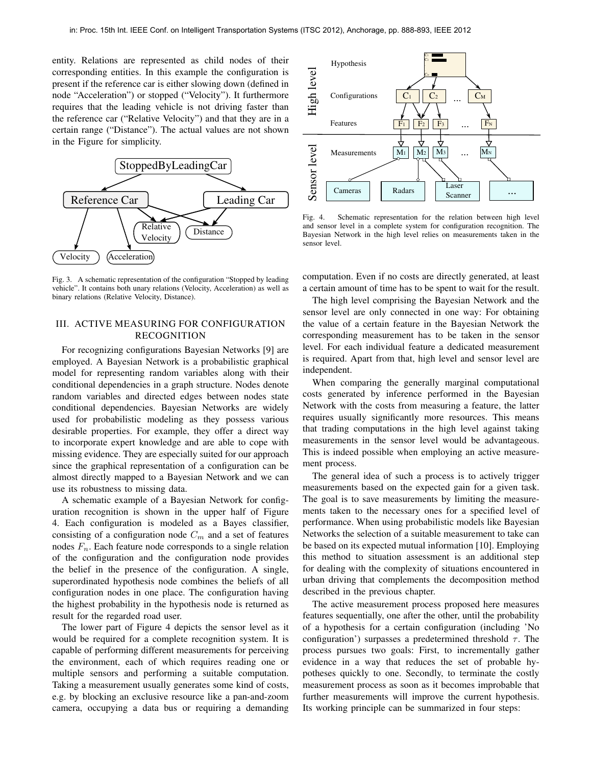entity. Relations are represented as child nodes of their corresponding entities. In this example the configuration is present if the reference car is either slowing down (defined in node "Acceleration") or stopped ("Velocity"). It furthermore requires that the leading vehicle is not driving faster than the reference car ("Relative Velocity") and that they are in a certain range ("Distance"). The actual values are not shown in the Figure for simplicity.

StoppedByLeadingCar
Reference Car
Leading Car
Relative Velocity
Distance
Velocity
Acceleration

Fig. 3. A schematic representation of the configuration "Stopped by leading vehicle". It contains both unary relations (Velocity, Acceleration) as well as binary relations (Relative Velocity, Distance).

## III. ACTIVE MEASURING FOR CONFIGURATION RECOGNITION

For recognizing configurations Bayesian Networks [9] are employed. A Bayesian Network is a probabilistic graphical model for representing random variables along with their conditional dependencies in a graph structure. Nodes denote random variables and directed edges between nodes state conditional dependencies. Bayesian Networks are widely used for probabilistic modeling as they possess various desirable properties. For example, they offer a direct way to incorporate expert knowledge and are able to cope with missing evidence. They are especially suited for our approach since the graphical representation of a configuration can be almost directly mapped to a Bayesian Network and we can use its robustness to missing data.

A schematic example of a Bayesian Network for configuration recognition is shown in the upper half of Figure 4. Each configuration is modeled as a Bayes classifier, consisting of a configuration node $C_m$ and a set of features nodes $F_n$. Each feature node corresponds to a single relation of the configuration and the configuration node provides the belief in the presence of the configuration. A single, superordinated hypothesis node combines the beliefs of all configuration nodes in one place. The configuration having the highest probability in the hypothesis node is returned as result for the regarded road user.

The lower part of Figure 4 depicts the sensor level as it would be required for a complete recognition system. It is capable of performing different measurements for perceiving the environment, each of which requires reading one or multiple sensors and performing a suitable computation. Taking a measurement usually generates some kind of costs, e.g. by blocking an exclusive resource like a pan-and-zoom camera, occupying a data bus or requiring a demanding

High level
Sensor level
Hypothesis
Configurations
Features
Measurements
$C_1$ $C_2$ ... $C_M$
$F_1$ $F_2$ $F_3$ ... $F_N$
$M_1$ $M_2$ $M_3$ ... $M_N$
Cameras
Radars
Laser Scanner
...

Fig. 4. Schematic representation for the relation between high level and sensor level in a complete system for configuration recognition. The Bayesian Network in the high level relies on measurements taken in the sensor level.

computation. Even if no costs are directly generated, at least a certain amount of time has to be spent to wait for the result.

The high level comprising the Bayesian Network and the sensor level are only connected in one way: For obtaining the value of a certain feature in the Bayesian Network the corresponding measurement has to be taken in the sensor level. For each individual feature a dedicated measurement is required. Apart from that, high level and sensor level are independent.

When comparing the generally marginal computational costs generated by inference performed in the Bayesian Network with the costs from measuring a feature, the latter requires usually significantly more resources. This means that trading computations in the high level against taking measurements in the sensor level would be advantageous. This is indeed possible when employing an active measurement process.

The general idea of such a process is to actively trigger measurements based on the expected gain for a given task. The goal is to save measurements by limiting the measurements taken to the necessary ones for a specified level of performance. When using probabilistic models like Bayesian Networks the selection of a suitable measurement to take can be based on its expected mutual information [10]. Employing this method to situation assessment is an additional step for dealing with the complexity of situations encountered in urban driving that complements the decomposition method described in the previous chapter.

The active measurement process proposed here measures features sequentially, one after the other, until the probability of a hypothesis for a certain configuration (including 'No configuration') surpasses a predetermined threshold $\tau$. The process pursues two goals: First, to incrementally gather evidence in a way that reduces the set of probable hypotheses quickly to one. Secondly, to terminate the costly measurement process as soon as it becomes improbable that further measurements will improve the current hypothesis. Its working principle can be summarized in four steps: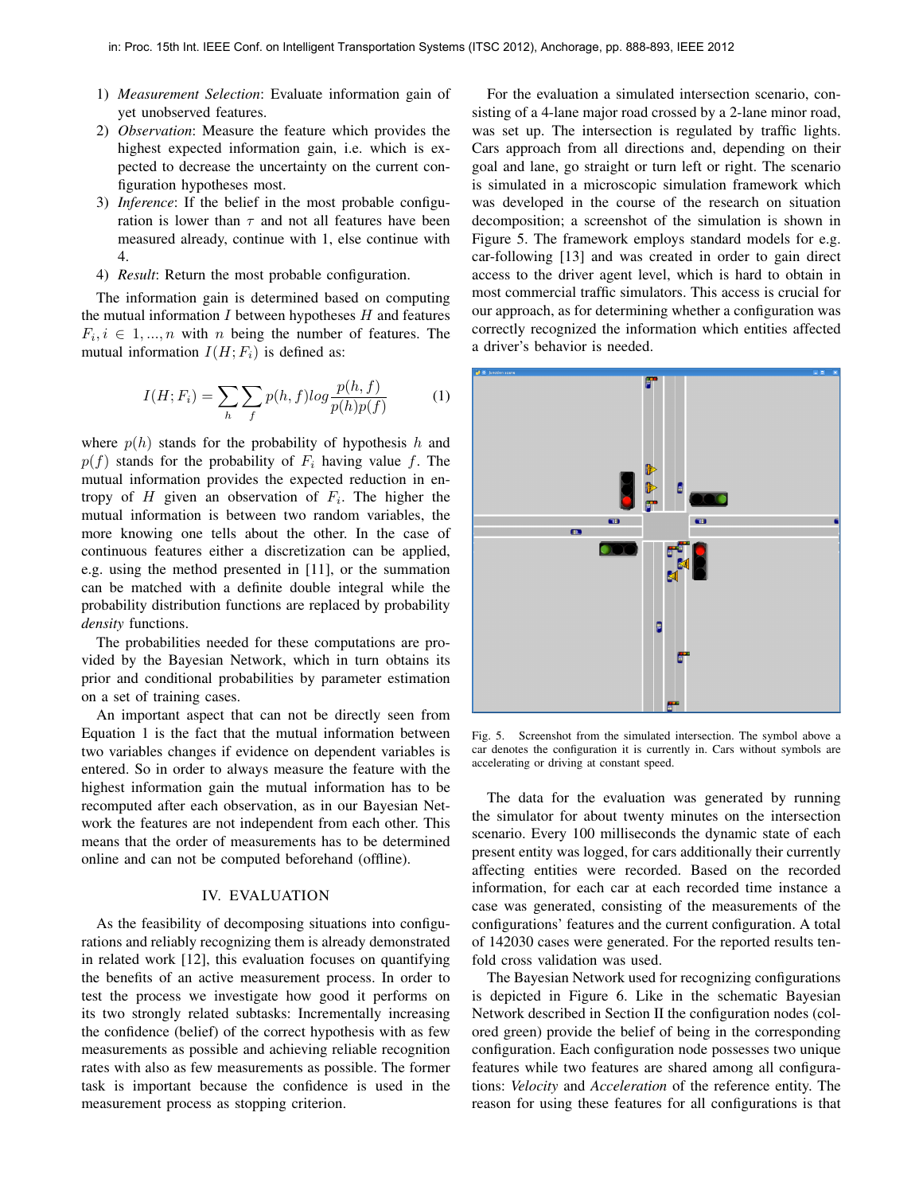1) *Measurement Selection*: Evaluate information gain of yet unobserved features.
2) *Observation*: Measure the feature which provides the highest expected information gain, i.e. which is expected to decrease the uncertainty on the current configuration hypotheses most.
3) *Inference*: If the belief in the most probable configuration is lower than $\tau$ and not all features have been measured already, continue with 1, else continue with 4.
4) *Result*: Return the most probable configuration.

The information gain is determined based on computing the mutual information $I$ between hypotheses $H$ and features $F_i, i \in 1, ..., n$ with $n$ being the number of features. The mutual information $I(H; F_i)$ is defined as:

$$I(H; F_i) = \sum_h \sum_f p(h, f) log \frac{p(h, f)}{p(h)p(f)} \tag{1}$$

where $p(h)$ stands for the probability of hypothesis $h$ and $p(f)$ stands for the probability of $F_i$ having value $f$. The mutual information provides the expected reduction in entropy of $H$ given an observation of $F_i$. The higher the mutual information is between two random variables, the more knowing one tells about the other. In the case of continuous features either a discretization can be applied, e.g. using the method presented in [11], or the summation can be matched with a definite double integral while the probability distribution functions are replaced by probability *density* functions.

The probabilities needed for these computations are provided by the Bayesian Network, which in turn obtains its prior and conditional probabilities by parameter estimation on a set of training cases.

An important aspect that can not be directly seen from Equation 1 is the fact that the mutual information between two variables changes if evidence on dependent variables is entered. So in order to always measure the feature with the highest information gain the mutual information has to be recomputed after each observation, as in our Bayesian Network the features are not independent from each other. This means that the order of measurements has to be determined online and can not be computed beforehand (offline).

## IV. EVALUATION

As the feasibility of decomposing situations into configurations and reliably recognizing them is already demonstrated in related work [12], this evaluation focuses on quantifying the benefits of an active measurement process. In order to test the process we investigate how good it performs on its two strongly related subtasks: Incrementally increasing the confidence (belief) of the correct hypothesis with as few measurements as possible and achieving reliable recognition rates with also as few measurements as possible. The former task is important because the confidence is used in the measurement process as stopping criterion.

For the evaluation a simulated intersection scenario, consisting of a 4-lane major road crossed by a 2-lane minor road, was set up. The intersection is regulated by traffic lights. Cars approach from all directions and, depending on their goal and lane, go straight or turn left or right. The scenario is simulated in a microscopic simulation framework which was developed in the course of the research on situation decomposition; a screenshot of the simulation is shown in Figure 5. The framework employs standard models for e.g. car-following [13] and was created in order to gain direct access to the driver agent level, which is hard to obtain in most commercial traffic simulators. This access is crucial for our approach, as for determining whether a configuration was correctly recognized the information which entities affected a driver's behavior is needed.

Fig. 5. Screenshot from the simulated intersection. The symbol above a car denotes the configuration it is currently in. Cars without symbols are accelerating or driving at constant speed.

The data for the evaluation was generated by running the simulator for about twenty minutes on the intersection scenario. Every 100 milliseconds the dynamic state of each present entity was logged, for cars additionally their currently affecting entities were recorded. Based on the recorded information, for each car at each recorded time instance a case was generated, consisting of the measurements of the configurations' features and the current configuration. A total of 142030 cases were generated. For the reported results ten-fold cross validation was used.

The Bayesian Network used for recognizing configurations is depicted in Figure 6. Like in the schematic Bayesian Network described in Section II the configuration nodes (colored green) provide the belief of being in the corresponding configuration. Each configuration node possesses two unique features while two features are shared among all configurations: *Velocity* and *Acceleration* of the reference entity. The reason for using these features for all configurations is that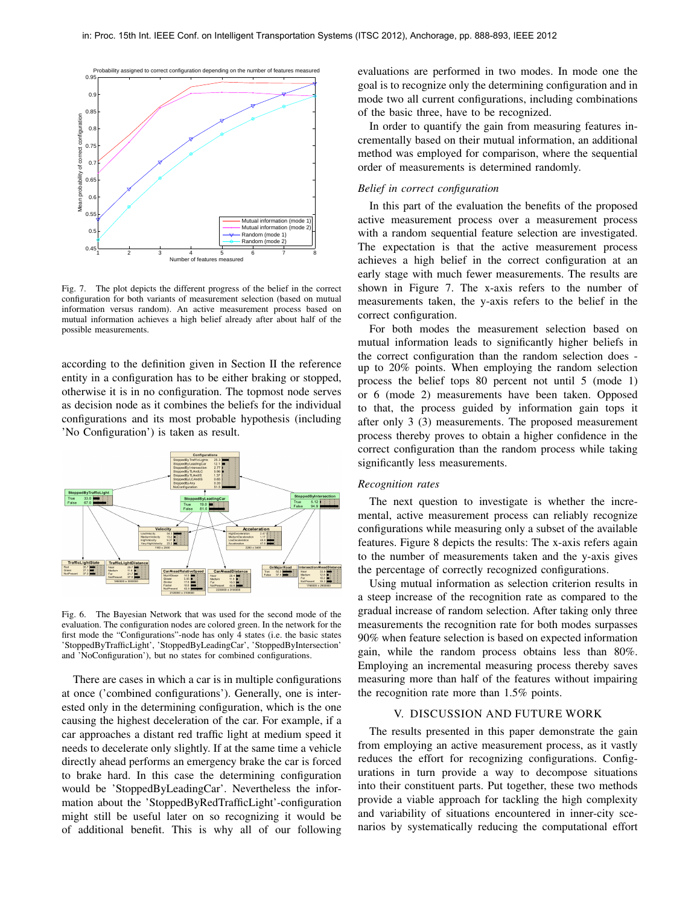Probability assigned to correct configuration depending on the number of features measured

Mean probability of correct configuration

0.95
0.9
0.85
0.8
0.75
0.7
0.65
0.6
0.55
0.5
0.45

1 2 3 4 5 6 7 8

Number of features measured

Mutual information (mode 1)
Mutual information (mode 2)
Random (mode 1)
Random (mode 2)

Fig. 7. The plot depicts the different progress of the belief in the correct configuration for both variants of measurement selection (based on mutual information versus random). An active measurement process based on mutual information achieves a high belief already after about half of the possible measurements.

according to the definition given in Section II the reference entity in a configuration has to be either braking or stopped, otherwise it is in no configuration. The topmost node serves as decision node as it combines the beliefs for the individual configurations and its most probable hypothesis (including 'No Configuration') is taken as result.

Fig. 6. The Bayesian Network that was used for the second mode of the evaluation. The configuration nodes are colored green. In the network for the first mode the "Configurations"-node has only 4 states (i.e. the basic states 'StoppedByTrafficLight', 'StoppedByLeadingCar', 'StoppedByIntersection' and 'NoConfiguration'), but no states for combined configurations.

There are cases in which a car is in multiple configurations at once ('combined configurations'). Generally, one is interested only in the determining configuration, which is the one causing the highest deceleration of the car. For example, if a car approaches a distant red traffic light at medium speed it needs to decelerate only slightly. If at the same time a vehicle directly ahead performs an emergency brake the car is forced to brake hard. In this case the determining configuration would be 'StoppedByLeadingCar'. Nevertheless the information about the 'StoppedByRedTrafficLight'-configuration might still be useful later on so recognizing it would be of additional benefit. This is why all of our following evaluations are performed in two modes. In mode one the goal is to recognize only the determining configuration and in mode two all current configurations, including combinations of the basic three, have to be recognized.

In order to quantify the gain from measuring features incrementally based on their mutual information, an additional method was employed for comparison, where the sequential order of measurements is determined randomly.

*Belief in correct configuration*

In this part of the evaluation the benefits of the proposed active measurement process over a measurement process with a random sequential feature selection are investigated. The expectation is that the active measurement process achieves a high belief in the correct configuration at an early stage with much fewer measurements. The results are shown in Figure 7. The x-axis refers to the number of measurements taken, the y-axis refers to the belief in the correct configuration.

For both modes the measurement selection based on mutual information leads to significantly higher beliefs in the correct configuration than the random selection does - up to 20% points. When employing the random selection process the belief tops 80 percent not until 5 (mode 1) or 6 (mode 2) measurements have been taken. Opposed to that, the process guided by information gain tops it after only 3 (3) measurements. The proposed measurement process thereby proves to obtain a higher confidence in the correct configuration than the random process while taking significantly less measurements.

*Recognition rates*

The next question to investigate is whether the incremental, active measurement process can reliably recognize configurations while measuring only a subset of the available features. Figure 8 depicts the results: The x-axis refers again to the number of measurements taken and the y-axis gives the percentage of correctly recognized configurations.

Using mutual information as selection criterion results in a steep increase of the recognition rate as compared to the gradual increase of random selection. After taking only three measurements the recognition rate for both modes surpasses 90% when feature selection is based on expected information gain, while the random process obtains less than 80%. Employing an incremental measuring process thereby saves measuring more than half of the features without impairing the recognition rate more than 1.5% points.

## V. DISCUSSION AND FUTURE WORK

The results presented in this paper demonstrate the gain from employing an active measurement process, as it vastly reduces the effort for recognizing configurations. Configurations in turn provide a way to decompose situations into their constituent parts. Put together, these two methods provide a viable approach for tackling the high complexity and variability of situations encountered in inner-city scenarios by systematically reducing the computational effort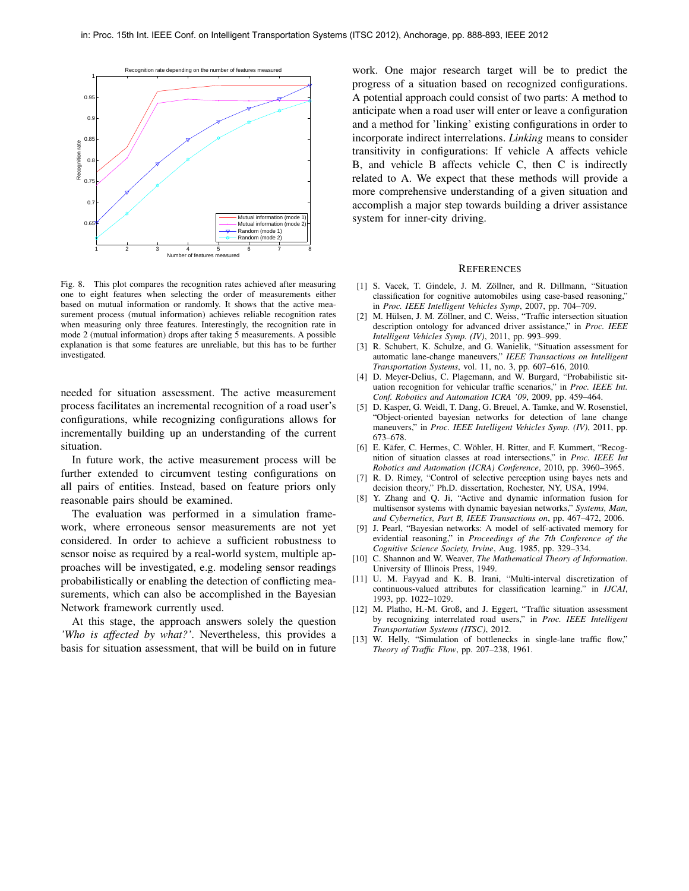in: Proc. 15th Int. IEEE Conf. on Intelligent Transportation Systems (ITSC 2012), Anchorage, pp. 888-893, IEEE 2012

Recognition rate depending on the number of features measured

Recognition rate

1
0.95
0.9
0.85
0.8
0.75
0.7
0.65

1 2 3 4 5 6 7 8

Number of features measured

Mutual information (mode 1)
Mutual information (mode 2)
Random (mode 1)
Random (mode 2)

Fig. 8. This plot compares the recognition rates achieved after measuring one to eight features when selecting the order of measurements either based on mutual information or randomly. It shows that the active measurement process (mutual information) achieves reliable recognition rates when measuring only three features. Interestingly, the recognition rate in mode 2 (mutual information) drops after taking 5 measurements. A possible explanation is that some features are unreliable, but this has to be further investigated.

needed for situation assessment. The active measurement process facilitates an incremental recognition of a road user's configurations, while recognizing configurations allows for incrementally building up an understanding of the current situation.

In future work, the active measurement process will be further extended to circumvent testing configurations on all pairs of entities. Instead, based on feature priors only reasonable pairs should be examined.

The evaluation was performed in a simulation framework, where erroneous sensor measurements are not yet considered. In order to achieve a sufficient robustness to sensor noise as required by a real-world system, multiple approaches will be investigated, e.g. modeling sensor readings probabilistically or enabling the detection of conflicting measurements, which can also be accomplished in the Bayesian Network framework currently used.

At this stage, the approach answers solely the question *'Who is affected by what?'*. Nevertheless, this provides a basis for situation assessment, that will be build on in future work. One major research target will be to predict the progress of a situation based on recognized configurations. A potential approach could consist of two parts: A method to anticipate when a road user will enter or leave a configuration and a method for 'linking' existing configurations in order to incorporate indirect interrelations. *Linking* means to consider transitivity in configurations: If vehicle A affects vehicle B, and vehicle B affects vehicle C, then C is indirectly related to A. We expect that these methods will provide a more comprehensive understanding of a given situation and accomplish a major step towards building a driver assistance system for inner-city driving.

## References

[1] S. Vacek, T. Gindele, J. M. Zöllner, and R. Dillmann, "Situation classification for cognitive automobiles using case-based reasoning," in *Proc. IEEE Intelligent Vehicles Symp*, 2007, pp. 704–709.

[2] M. Hülsen, J. M. Zöllner, and C. Weiss, "Traffic intersection situation description ontology for advanced driver assistance," in *Proc. IEEE Intelligent Vehicles Symp. (IV)*, 2011, pp. 993–999.

[3] R. Schubert, K. Schulze, and G. Wanielik, "Situation assessment for automatic lane-change maneuvers," *IEEE Transactions on Intelligent Transportation Systems*, vol. 11, no. 3, pp. 607–616, 2010.

[4] D. Meyer-Delius, C. Plagemann, and W. Burgard, "Probabilistic situation recognition for vehicular traffic scenarios," in *Proc. IEEE Int. Conf. Robotics and Automation ICRA '09*, 2009, pp. 459–464.

[5] D. Kasper, G. Weidl, T. Dang, G. Breuel, A. Tamke, and W. Rosenstiel, "Object-oriented bayesian networks for detection of lane change maneuvers," in *Proc. IEEE Intelligent Vehicles Symp. (IV)*, 2011, pp. 673–678.

[6] E. Käfer, C. Hermes, C. Wöhler, H. Ritter, and F. Kummert, "Recognition of situation classes at road intersections," in *Proc. IEEE Int Robotics and Automation (ICRA) Conference*, 2010, pp. 3960–3965.

[7] R. D. Rimey, "Control of selective perception using bayes nets and decision theory," Ph.D. dissertation, Rochester, NY, USA, 1994.

[8] Y. Zhang and Q. Ji, "Active and dynamic information fusion for multisensor systems with dynamic bayesian networks," *Systems, Man, and Cybernetics, Part B, IEEE Transactions on*, pp. 467–472, 2006.

[9] J. Pearl, "Bayesian networks: A model of self-activated memory for evidential reasoning," in *Proceedings of the 7th Conference of the Cognitive Science Society, Irvine*, Aug. 1985, pp. 329–334.

[10] C. Shannon and W. Weaver, *The Mathematical Theory of Information*. University of Illinois Press, 1949.

[11] U. M. Fayyad and K. B. Irani, "Multi-interval discretization of continuous-valued attributes for classification learning." in *IJCAI*, 1993, pp. 1022–1029.

[12] M. Platho, H.-M. Groß, and J. Eggert, "Traffic situation assessment by recognizing interrelated road users," in *Proc. IEEE Intelligent Transportation Systems (ITSC)*, 2012.

[13] W. Helly, "Simulation of bottlenecks in single-lane traffic flow," *Theory of Traffic Flow*, pp. 207–238, 1961.